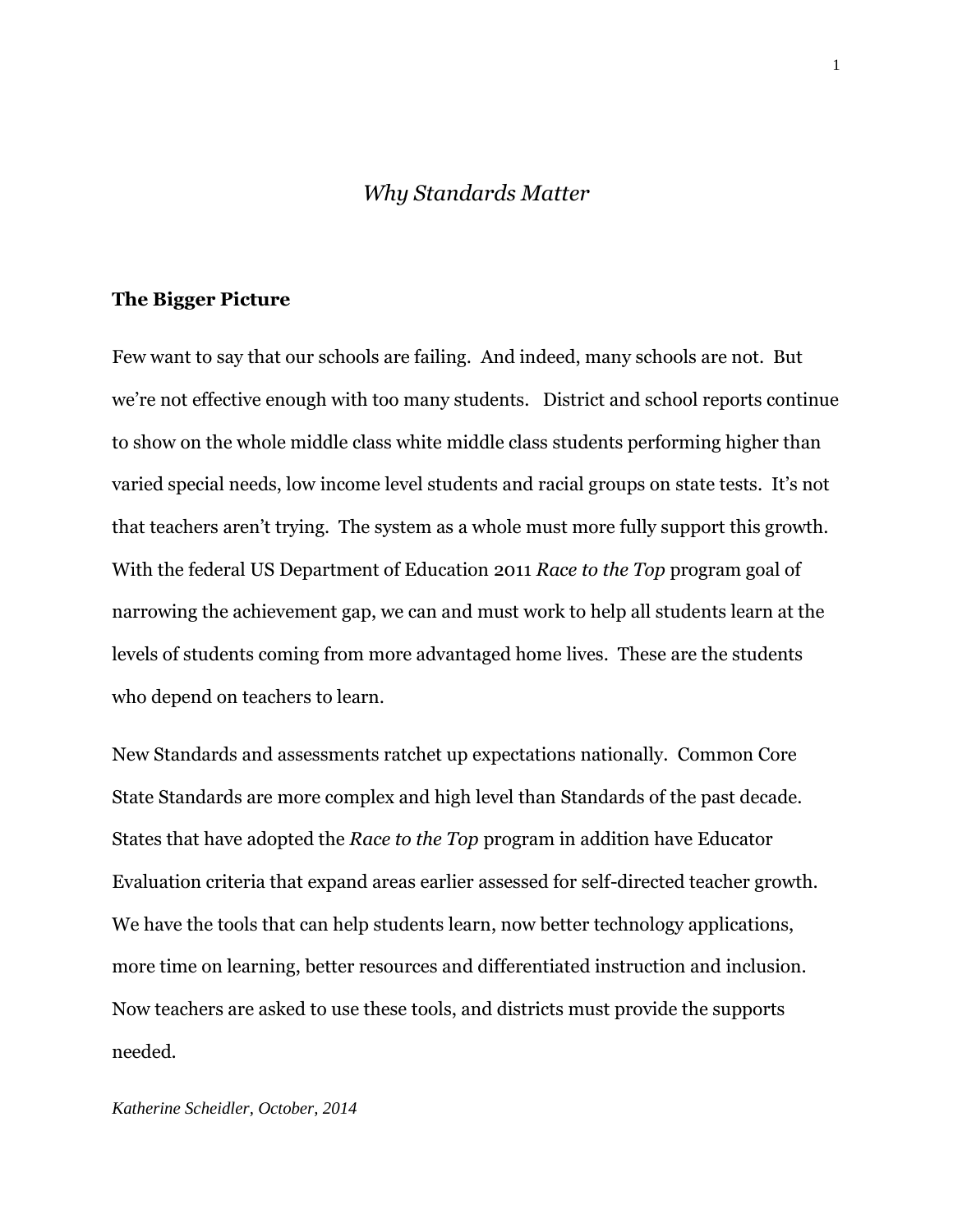*Why Standards Matter*

## The Bigger Picture

Few want to say that our schools are failing. And indeed, many schools are not. But we're not effective enough with too many students. District and school reports continue to show on the whole middle class white middle class students performing higher than varied special needs, low income level students and racial groups on state tests. It's not that teachers aren't trying. The system as a whole must more fully support this growth. With the federal US Department of Education 2011 *Race to the Top* program goal of narrowing the achievement gap, we can and must work to help all students learn at the levels of students coming from more advantaged home lives. These are the students who depend on teachers to learn.

New Standards and assessments ratchet up expectations nationally. Common Core State Standards are more complex and high level than Standards of the past decade. States that have adopted the *Race to the Top* program in addition have Educator Evaluation criteria that expand areas earlier assessed for self-directed teacher growth. We have the tools that can help students learn, now better technology applications, more time on learning, better resources and differentiated instruction and inclusion. Now teachers are asked to use these tools, and districts must provide the supports needed.

*Katherine Scheidler, October, 2014*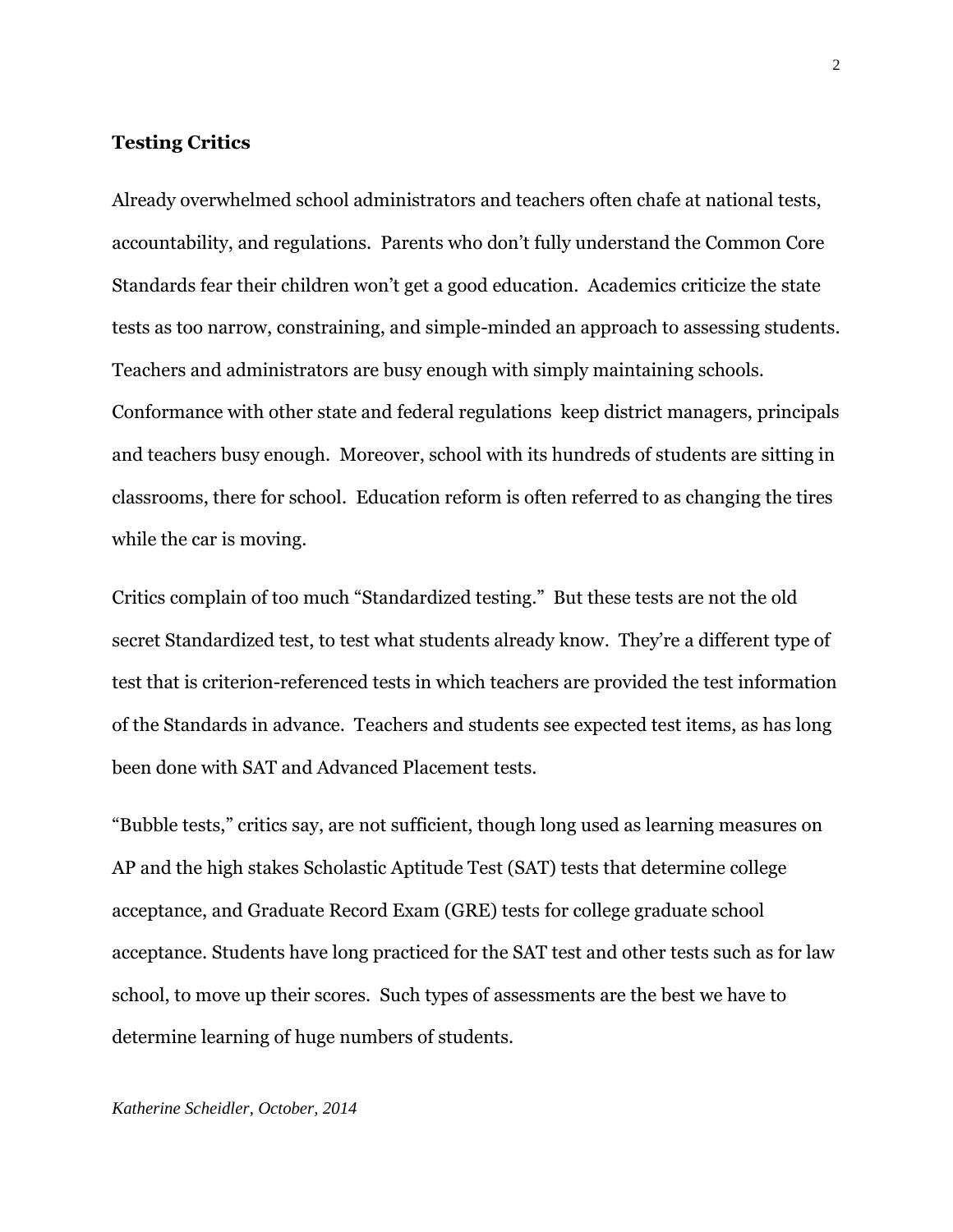**Testing Critics**

Already overwhelmed school administrators and teachers often chafe at national tests, accountability, and regulations. Parents who don't fully understand the Common Core Standards fear their children won't get a good education. Academics criticize the state tests as too narrow, constraining, and simple-minded an approach to assessing students. Teachers and administrators are busy enough with simply maintaining schools. Conformance with other state and federal regulations keep district managers, principals and teachers busy enough. Moreover, school with its hundreds of students are sitting in classrooms, there for school. Education reform is often referred to as changing the tires while the car is moving.

Critics complain of too much "Standardized testing." But these tests are not the old secret Standardized test, to test what students already know. They're a different type of test that is criterion-referenced tests in which teachers are provided the test information of the Standards in advance. Teachers and students see expected test items, as has long been done with SAT and Advanced Placement tests.

"Bubble tests," critics say, are not sufficient, though long used as learning measures on AP and the high stakes Scholastic Aptitude Test (SAT) tests that determine college acceptance, and Graduate Record Exam (GRE) tests for college graduate school acceptance. Students have long practiced for the SAT test and other tests such as for law school, to move up their scores. Such types of assessments are the best we have to determine learning of huge numbers of students.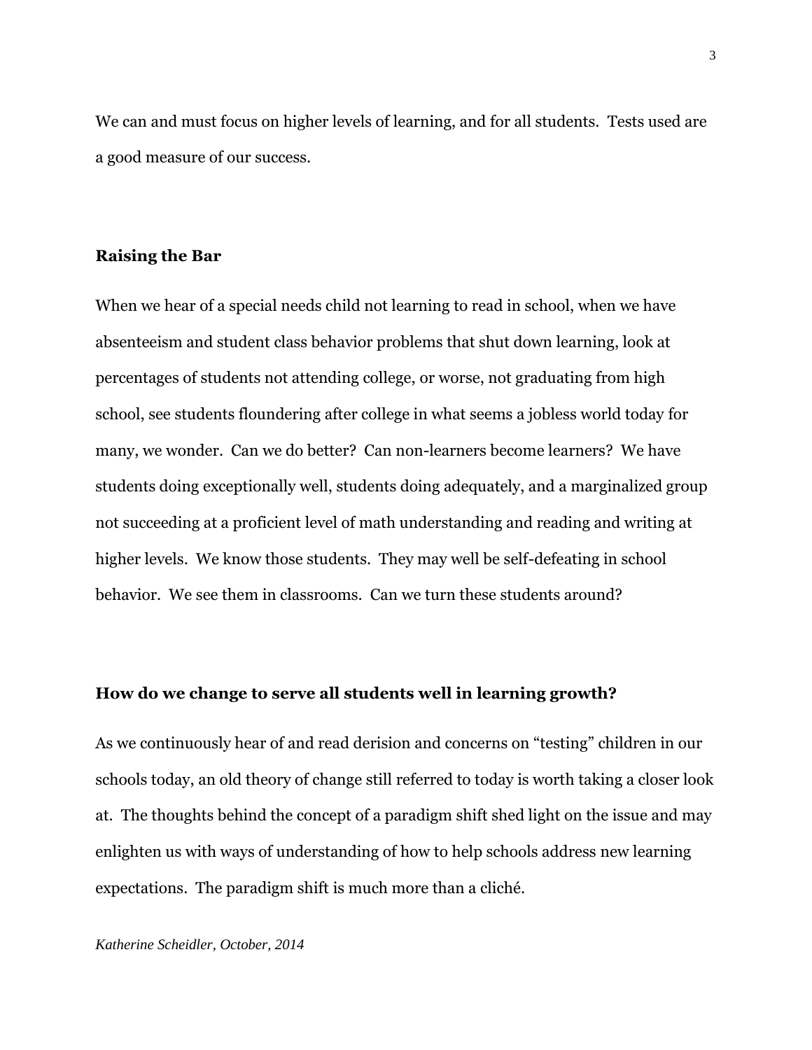We can and must focus on higher levels of learning, and for all students. Tests used are a good measure of our success.

### Raising the Bar

When we hear of a special needs child not learning to read in school, when we have absenteeism and student class behavior problems that shut down learning, look at percentages of students not attending college, or worse, not graduating from high school, see students floundering after college in what seems a jobless world today for many, we wonder. Can we do better? Can non-learners become learners? We have students doing exceptionally well, students doing adequately, and a marginalized group not succeeding at a proficient level of math understanding and reading and writing at higher levels. We know those students. They may well be self-defeating in school behavior. We see them in classrooms. Can we turn these students around?

### How do we change to serve all students well in learning growth?

As we continuously hear of and read derision and concerns on "testing" children in our schools today, an old theory of change still referred to today is worth taking a closer look at. The thoughts behind the concept of a paradigm shift shed light on the issue and may enlighten us with ways of understanding of how to help schools address new learning expectations. The paradigm shift is much more than a cliché.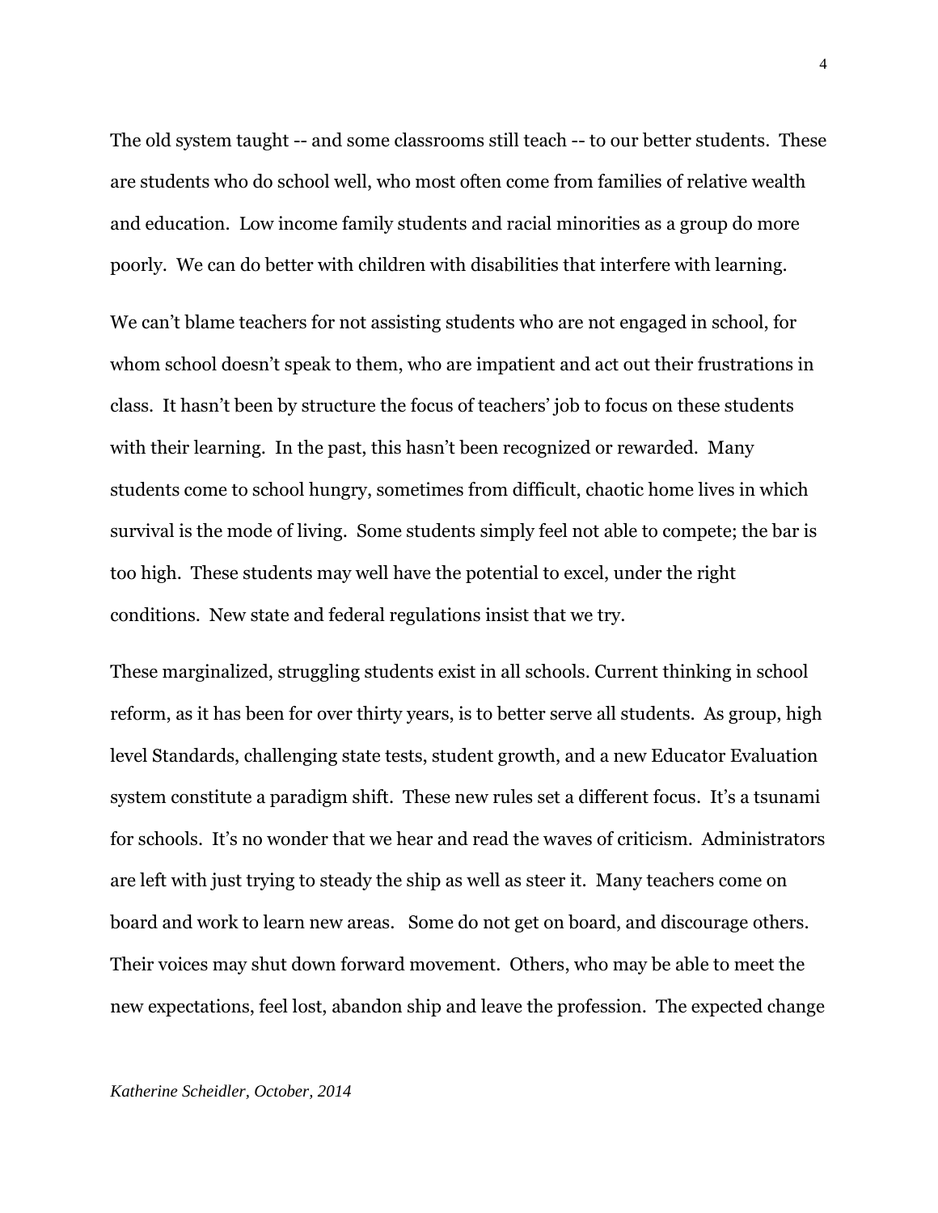The old system taught -- and some classrooms still teach -- to our better students. These are students who do school well, who most often come from families of relative wealth and education. Low income family students and racial minorities as a group do more poorly. We can do better with children with disabilities that interfere with learning.

We can't blame teachers for not assisting students who are not engaged in school, for whom school doesn't speak to them, who are impatient and act out their frustrations in class. It hasn't been by structure the focus of teachers' job to focus on these students with their learning. In the past, this hasn't been recognized or rewarded. Many students come to school hungry, sometimes from difficult, chaotic home lives in which survival is the mode of living. Some students simply feel not able to compete; the bar is too high. These students may well have the potential to excel, under the right conditions. New state and federal regulations insist that we try.

These marginalized, struggling students exist in all schools. Current thinking in school reform, as it has been for over thirty years, is to better serve all students. As group, high level Standards, challenging state tests, student growth, and a new Educator Evaluation system constitute a paradigm shift. These new rules set a different focus. It's a tsunami for schools. It's no wonder that we hear and read the waves of criticism. Administrators are left with just trying to steady the ship as well as steer it. Many teachers come on board and work to learn new areas. Some do not get on board, and discourage others. Their voices may shut down forward movement. Others, who may be able to meet the new expectations, feel lost, abandon ship and leave the profession. The expected change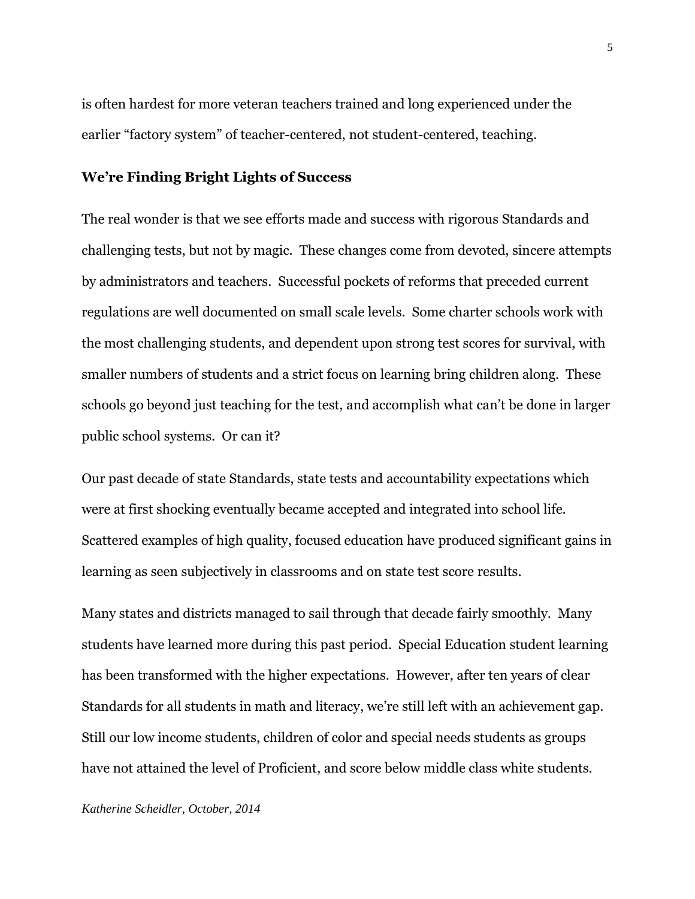is often hardest for more veteran teachers trained and long experienced under the earlier "factory system" of teacher-centered, not student-centered, teaching.

## We're Finding Bright Lights of Success

The real wonder is that we see efforts made and success with rigorous Standards and challenging tests, but not by magic. These changes come from devoted, sincere attempts by administrators and teachers. Successful pockets of reforms that preceded current regulations are well documented on small scale levels. Some charter schools work with the most challenging students, and dependent upon strong test scores for survival, with smaller numbers of students and a strict focus on learning bring children along. These schools go beyond just teaching for the test, and accomplish what can't be done in larger public school systems. Or can it?

Our past decade of state Standards, state tests and accountability expectations which were at first shocking eventually became accepted and integrated into school life. Scattered examples of high quality, focused education have produced significant gains in learning as seen subjectively in classrooms and on state test score results.

Many states and districts managed to sail through that decade fairly smoothly. Many students have learned more during this past period. Special Education student learning has been transformed with the higher expectations. However, after ten years of clear Standards for all students in math and literacy, we're still left with an achievement gap. Still our low income students, children of color and special needs students as groups have not attained the level of Proficient, and score below middle class white students.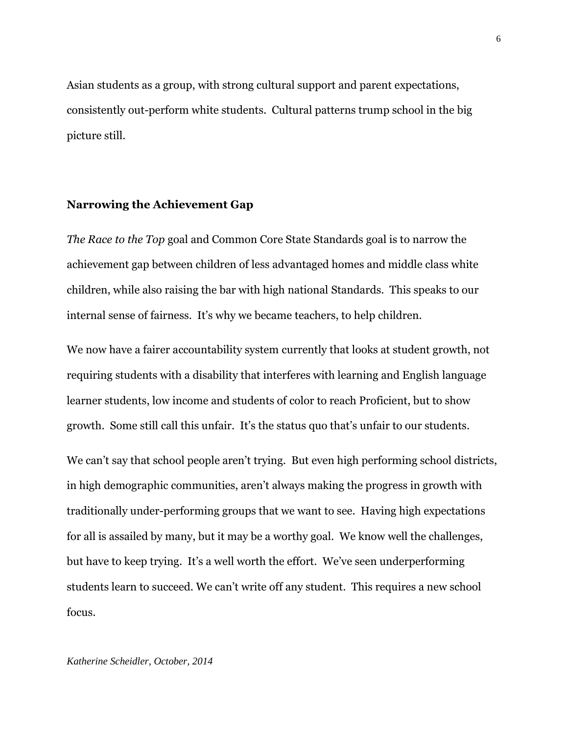Asian students as a group, with strong cultural support and parent expectations, consistently out-perform white students. Cultural patterns trump school in the big picture still.

## Narrowing the Achievement Gap

*The Race to the Top* goal and Common Core State Standards goal is to narrow the achievement gap between children of less advantaged homes and middle class white children, while also raising the bar with high national Standards. This speaks to our internal sense of fairness. It's why we became teachers, to help children.

We now have a fairer accountability system currently that looks at student growth, not requiring students with a disability that interferes with learning and English language learner students, low income and students of color to reach Proficient, but to show growth. Some still call this unfair. It's the status quo that's unfair to our students.

We can't say that school people aren't trying. But even high performing school districts, in high demographic communities, aren't always making the progress in growth with traditionally under-performing groups that we want to see. Having high expectations for all is assailed by many, but it may be a worthy goal. We know well the challenges, but have to keep trying. It's a well worth the effort. We've seen underperforming students learn to succeed. We can't write off any student. This requires a new school focus.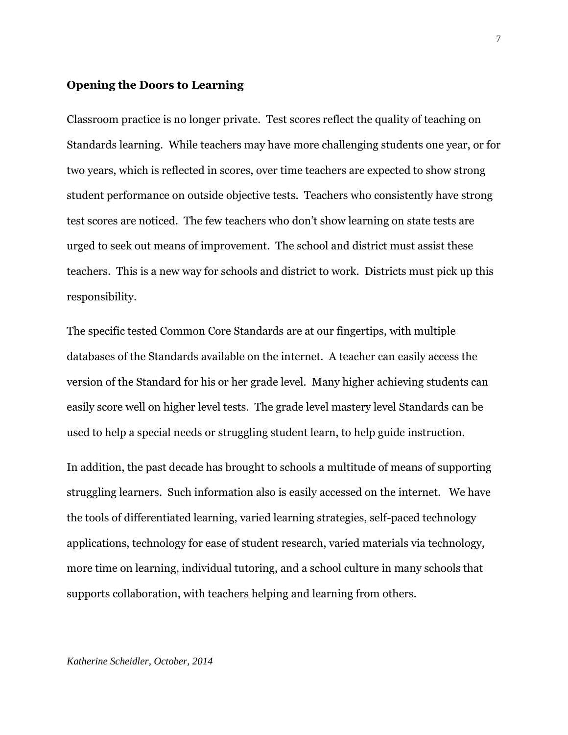**Opening the Doors to Learning**

Classroom practice is no longer private. Test scores reflect the quality of teaching on Standards learning. While teachers may have more challenging students one year, or for two years, which is reflected in scores, over time teachers are expected to show strong student performance on outside objective tests. Teachers who consistently have strong test scores are noticed. The few teachers who don't show learning on state tests are urged to seek out means of improvement. The school and district must assist these teachers. This is a new way for schools and district to work. Districts must pick up this responsibility.

The specific tested Common Core Standards are at our fingertips, with multiple databases of the Standards available on the internet. A teacher can easily access the version of the Standard for his or her grade level. Many higher achieving students can easily score well on higher level tests. The grade level mastery level Standards can be used to help a special needs or struggling student learn, to help guide instruction.

In addition, the past decade has brought to schools a multitude of means of supporting struggling learners. Such information also is easily accessed on the internet. We have the tools of differentiated learning, varied learning strategies, self-paced technology applications, technology for ease of student research, varied materials via technology, more time on learning, individual tutoring, and a school culture in many schools that supports collaboration, with teachers helping and learning from others.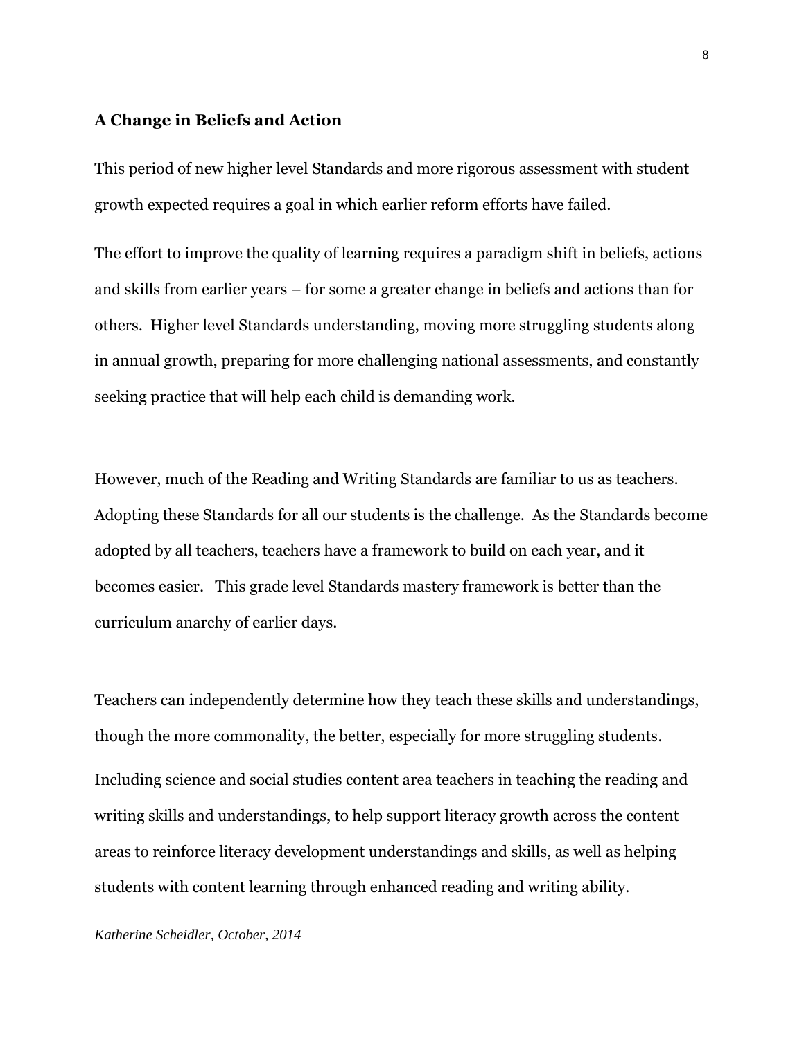## A Change in Beliefs and Action

This period of new higher level Standards and more rigorous assessment with student growth expected requires a goal in which earlier reform efforts have failed.

The effort to improve the quality of learning requires a paradigm shift in beliefs, actions and skills from earlier years – for some a greater change in beliefs and actions than for others. Higher level Standards understanding, moving more struggling students along in annual growth, preparing for more challenging national assessments, and constantly seeking practice that will help each child is demanding work.

However, much of the Reading and Writing Standards are familiar to us as teachers. Adopting these Standards for all our students is the challenge. As the Standards become adopted by all teachers, teachers have a framework to build on each year, and it becomes easier. This grade level Standards mastery framework is better than the curriculum anarchy of earlier days.

Teachers can independently determine how they teach these skills and understandings, though the more commonality, the better, especially for more struggling students.

Including science and social studies content area teachers in teaching the reading and writing skills and understandings, to help support literacy growth across the content areas to reinforce literacy development understandings and skills, as well as helping students with content learning through enhanced reading and writing ability.

*Katherine Scheidler, October, 2014*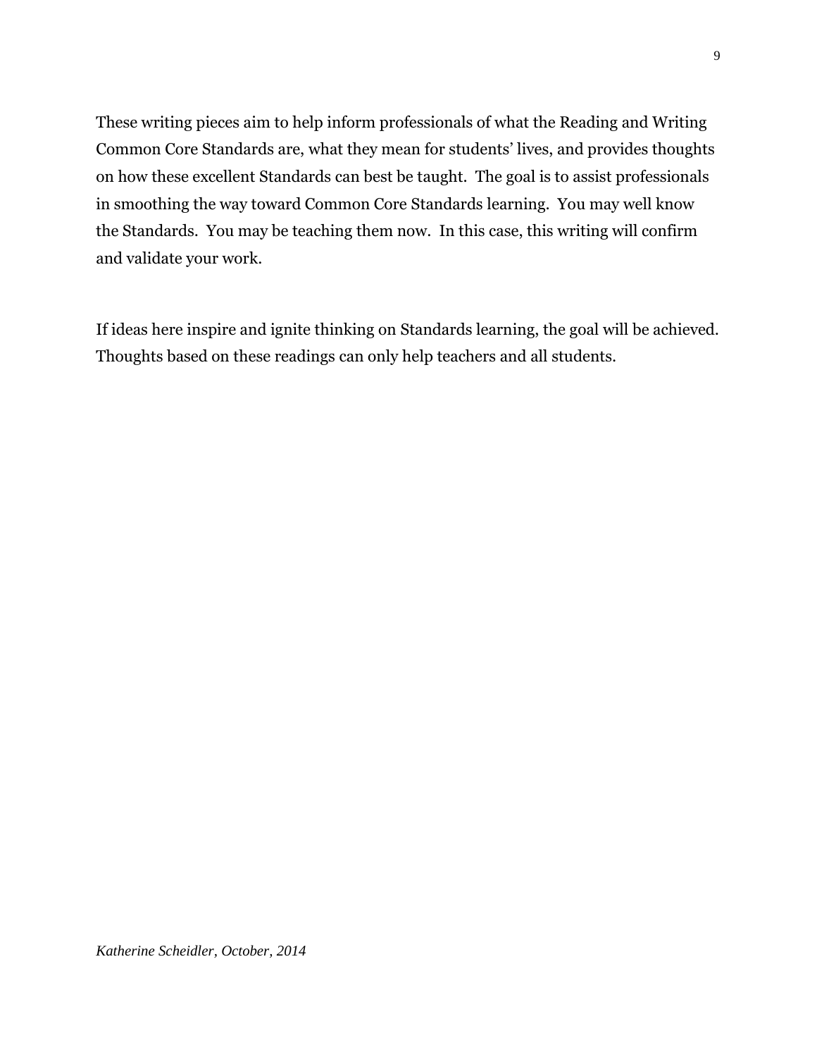These writing pieces aim to help inform professionals of what the Reading and Writing Common Core Standards are, what they mean for students' lives, and provides thoughts on how these excellent Standards can best be taught. The goal is to assist professionals in smoothing the way toward Common Core Standards learning. You may well know the Standards. You may be teaching them now. In this case, this writing will confirm and validate your work.

If ideas here inspire and ignite thinking on Standards learning, the goal will be achieved. Thoughts based on these readings can only help teachers and all students.

*Katherine Scheidler, October, 2014*